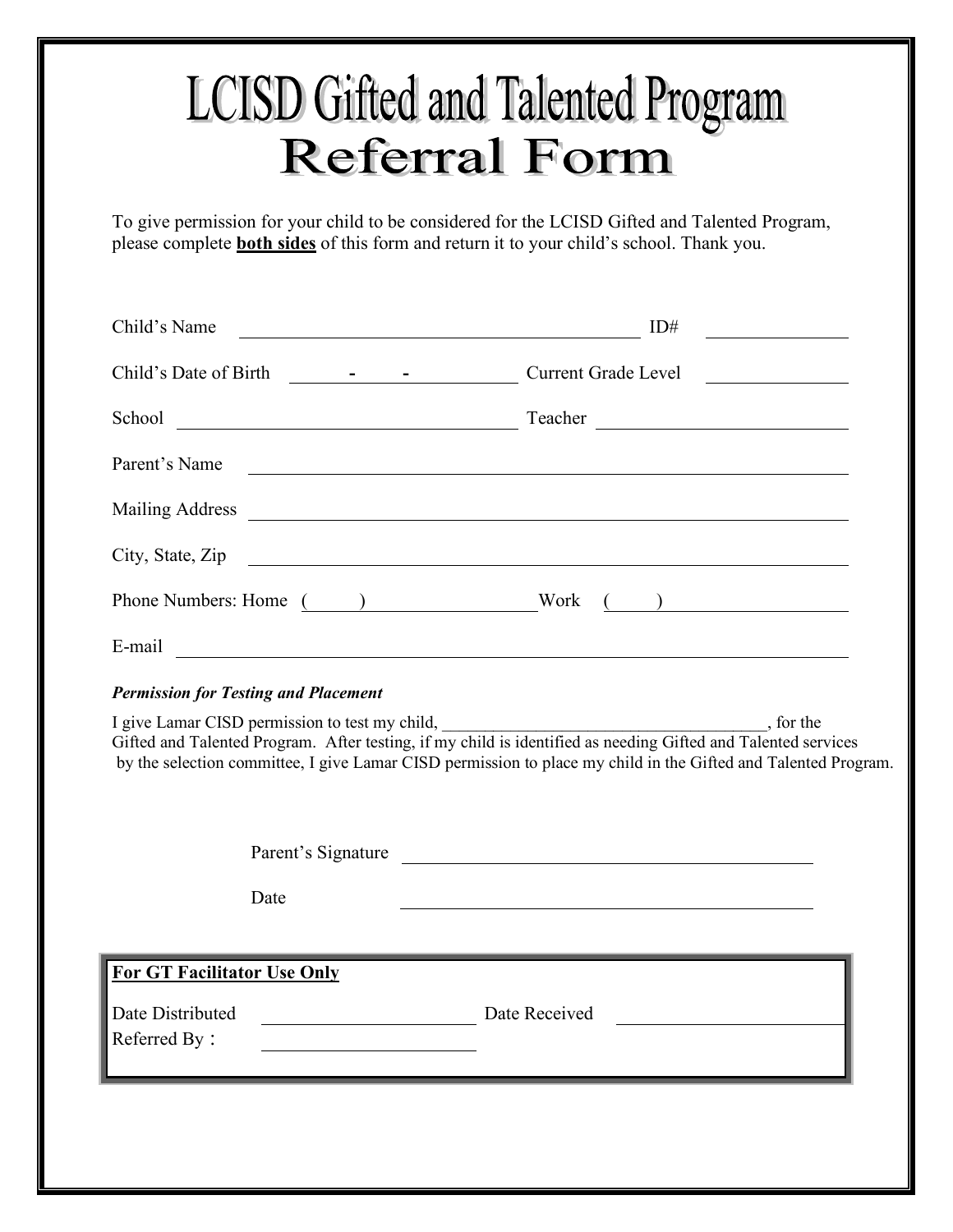# LCISD Gifted and Talented Program
## Referral Form

To give permission for your child to be considered for the LCISD Gifted and Talented Program, please complete **both sides** of this form and return it to your child's school. Thank you.

Child's Name ______________________________ ID# ____________

Child's Date of Birth ____-____-____ Current Grade Level ____________

School ______________________________ Teacher ______________________________

Parent's Name ______________________________

Mailing Address ______________________________

City, State, Zip ______________________________

Phone Numbers: Home (____) ______________ Work (____) ______________

E-mail ______________________________

***Permission for Testing and Placement***

I give Lamar CISD permission to test my child, ______________________________________, for the Gifted and Talented Program. After testing, if my child is identified as needing Gifted and Talented services by the selection committee, I give Lamar CISD permission to place my child in the Gifted and Talented Program.

Parent's Signature ______________________________

Date ______________________________

**For GT Facilitator Use Only**

Date Distributed ____________________ Date Received ____________________

Referred By： ____________________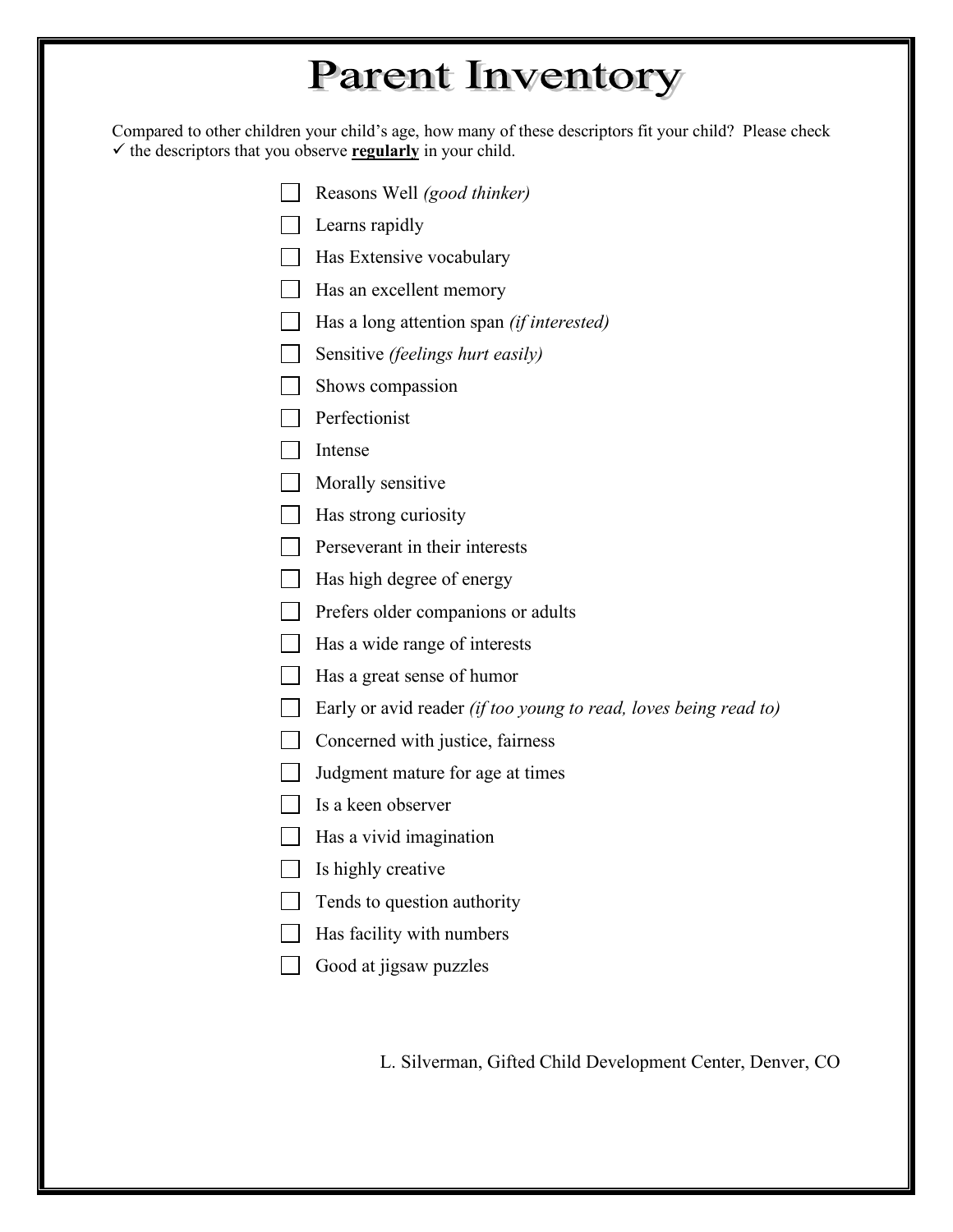# Parent Inventory

Compared to other children your child's age, how many of these descriptors fit your child? Please check ✓ the descriptors that you observe **regularly** in your child.

- [ ] Reasons Well *(good thinker)*
- [ ] Learns rapidly
- [ ] Has Extensive vocabulary
- [ ] Has an excellent memory
- [ ] Has a long attention span *(if interested)*
- [ ] Sensitive *(feelings hurt easily)*
- [ ] Shows compassion
- [ ] Perfectionist
- [ ] Intense
- [ ] Morally sensitive
- [ ] Has strong curiosity
- [ ] Perseverant in their interests
- [ ] Has high degree of energy
- [ ] Prefers older companions or adults
- [ ] Has a wide range of interests
- [ ] Has a great sense of humor
- [ ] Early or avid reader *(if too young to read, loves being read to)*
- [ ] Concerned with justice, fairness
- [ ] Judgment mature for age at times
- [ ] Is a keen observer
- [ ] Has a vivid imagination
- [ ] Is highly creative
- [ ] Tends to question authority
- [ ] Has facility with numbers
- [ ] Good at jigsaw puzzles

L. Silverman, Gifted Child Development Center, Denver, CO